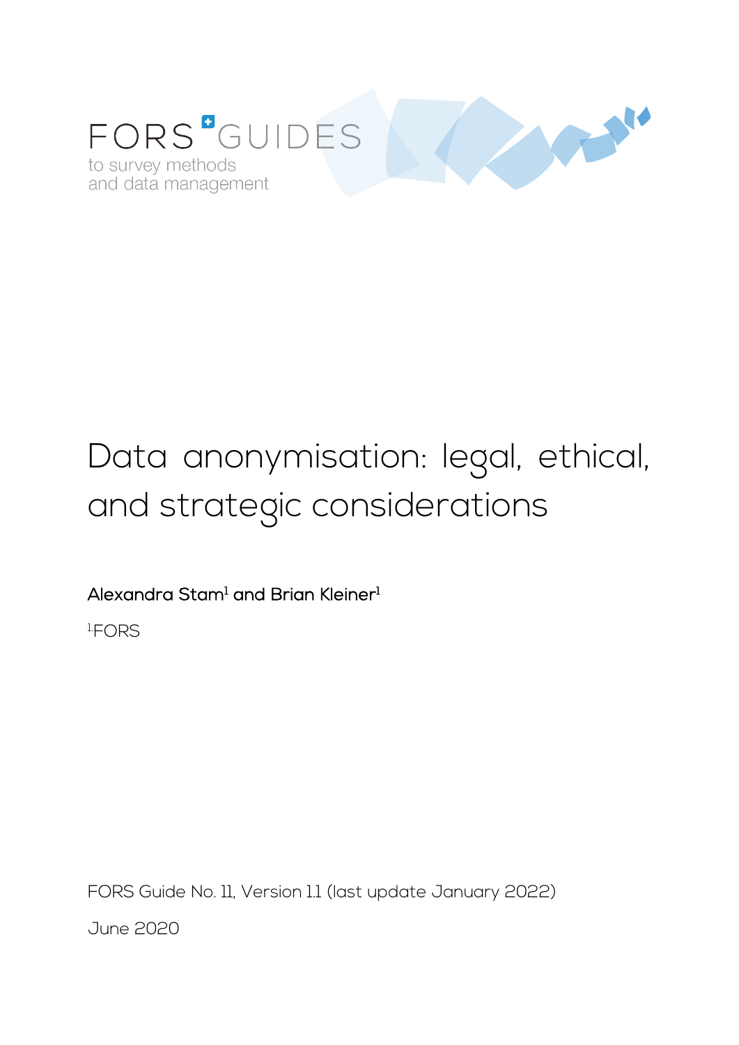FORS GUIDES

to survey methods
and data management

# Data anonymisation: legal, ethical, and strategic considerations

**Alexandra Stam[1] and Brian Kleiner[1]**

[1]FORS

FORS Guide No. 11, Version 1.1 (last update January 2022)

June 2020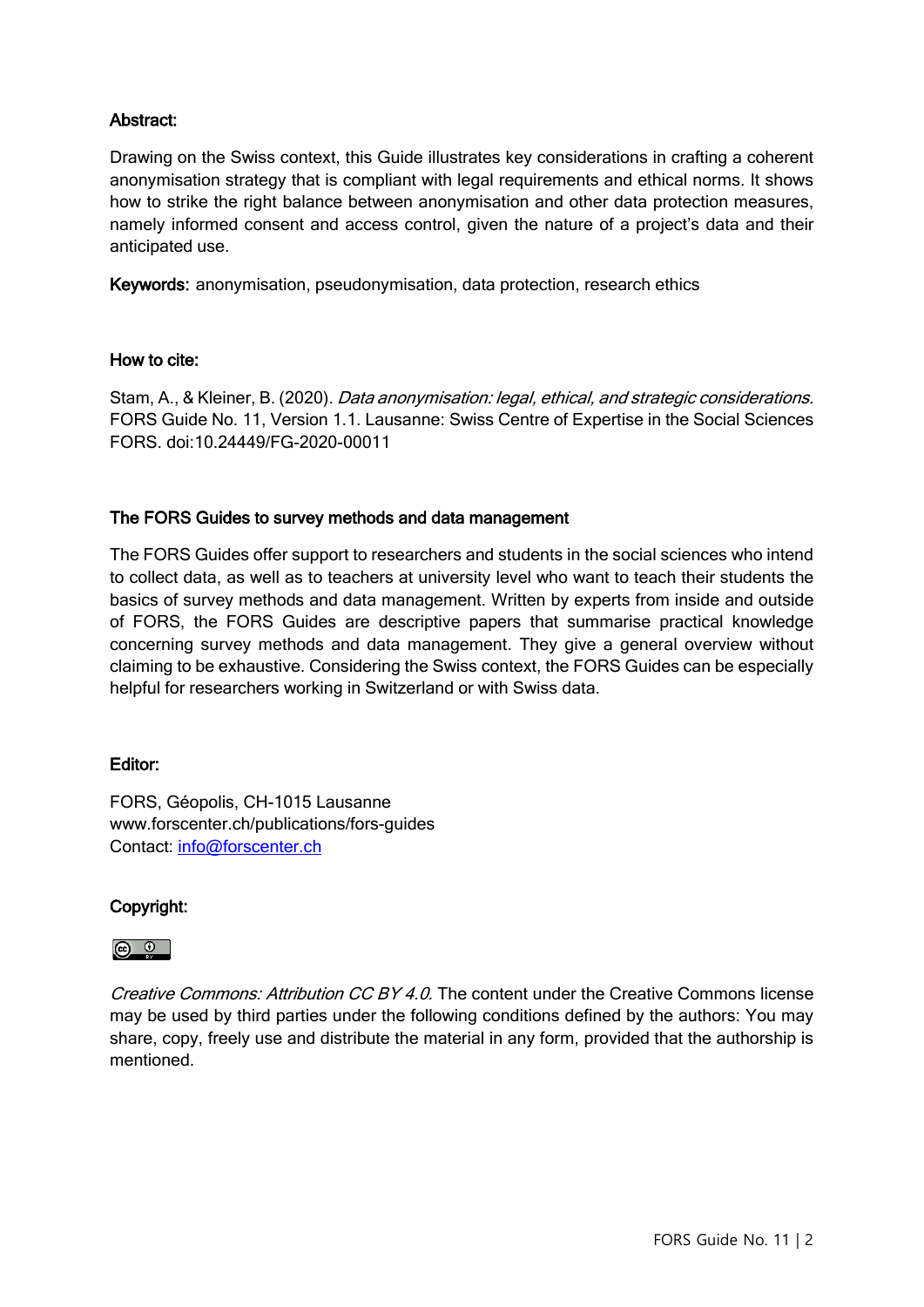**Abstract:**

Drawing on the Swiss context, this Guide illustrates key considerations in crafting a coherent anonymisation strategy that is compliant with legal requirements and ethical norms. It shows how to strike the right balance between anonymisation and other data protection measures, namely informed consent and access control, given the nature of a project's data and their anticipated use.

**Keywords:** anonymisation, pseudonymisation, data protection, research ethics

**How to cite:**

Stam, A., & Kleiner, B. (2020). *Data anonymisation: legal, ethical, and strategic considerations*. FORS Guide No. 11, Version 1.1. Lausanne: Swiss Centre of Expertise in the Social Sciences FORS. doi:10.24449/FG-2020-00011

**The FORS Guides to survey methods and data management**

The FORS Guides offer support to researchers and students in the social sciences who intend to collect data, as well as to teachers at university level who want to teach their students the basics of survey methods and data management. Written by experts from inside and outside of FORS, the FORS Guides are descriptive papers that summarise practical knowledge concerning survey methods and data management. They give a general overview without claiming to be exhaustive. Considering the Swiss context, the FORS Guides can be especially helpful for researchers working in Switzerland or with Swiss data.

**Editor:**

FORS, Géopolis, CH-1015 Lausanne
www.forscenter.ch/publications/fors-guides
Contact: info@forscenter.ch

**Copyright:**

*Creative Commons: Attribution CC BY 4.0*. The content under the Creative Commons license may be used by third parties under the following conditions defined by the authors: You may share, copy, freely use and distribute the material in any form, provided that the authorship is mentioned.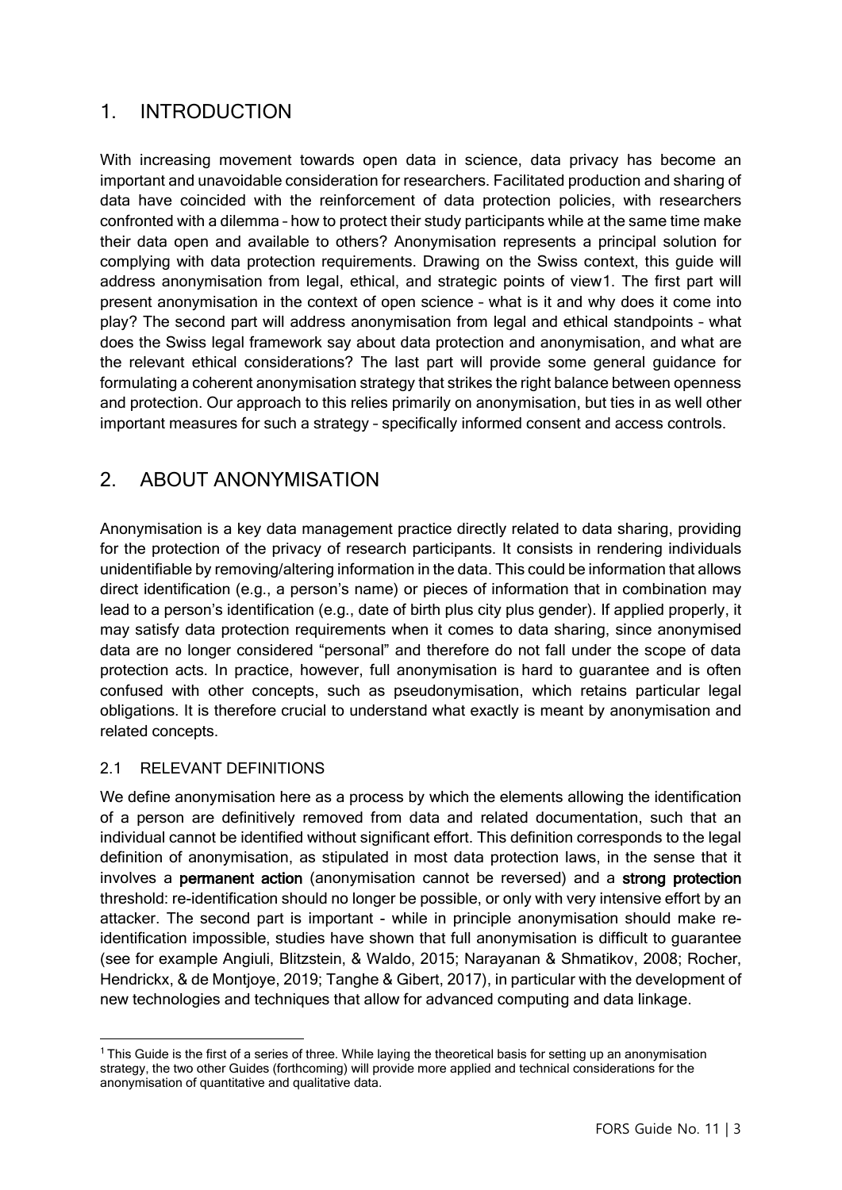## 1. INTRODUCTION

With increasing movement towards open data in science, data privacy has become an important and unavoidable consideration for researchers. Facilitated production and sharing of data have coincided with the reinforcement of data protection policies, with researchers confronted with a dilemma – how to protect their study participants while at the same time make their data open and available to others? Anonymisation represents a principal solution for complying with data protection requirements. Drawing on the Swiss context, this guide will address anonymisation from legal, ethical, and strategic points of view[1]. The first part will present anonymisation in the context of open science – what is it and why does it come into play? The second part will address anonymisation from legal and ethical standpoints – what does the Swiss legal framework say about data protection and anonymisation, and what are the relevant ethical considerations? The last part will provide some general guidance for formulating a coherent anonymisation strategy that strikes the right balance between openness and protection. Our approach to this relies primarily on anonymisation, but ties in as well other important measures for such a strategy – specifically informed consent and access controls.

## 2. ABOUT ANONYMISATION

Anonymisation is a key data management practice directly related to data sharing, providing for the protection of the privacy of research participants. It consists in rendering individuals unidentifiable by removing/altering information in the data. This could be information that allows direct identification (e.g., a person's name) or pieces of information that in combination may lead to a person's identification (e.g., date of birth plus city plus gender). If applied properly, it may satisfy data protection requirements when it comes to data sharing, since anonymised data are no longer considered "personal" and therefore do not fall under the scope of data protection acts. In practice, however, full anonymisation is hard to guarantee and is often confused with other concepts, such as pseudonymisation, which retains particular legal obligations. It is therefore crucial to understand what exactly is meant by anonymisation and related concepts.

### 2.1 RELEVANT DEFINITIONS

We define anonymisation here as a process by which the elements allowing the identification of a person are definitively removed from data and related documentation, such that an individual cannot be identified without significant effort. This definition corresponds to the legal definition of anonymisation, as stipulated in most data protection laws, in the sense that it involves a **permanent action** (anonymisation cannot be reversed) and a **strong protection** threshold: re-identification should no longer be possible, or only with very intensive effort by an attacker. The second part is important - while in principle anonymisation should make re-identification impossible, studies have shown that full anonymisation is difficult to guarantee (see for example Angiuli, Blitzstein, & Waldo, 2015; Narayanan & Shmatikov, 2008; Rocher, Hendrickx, & de Montjoye, 2019; Tanghe & Gibert, 2017), in particular with the development of new technologies and techniques that allow for advanced computing and data linkage.

---

[1] This Guide is the first of a series of three. While laying the theoretical basis for setting up an anonymisation strategy, the two other Guides (forthcoming) will provide more applied and technical considerations for the anonymisation of quantitative and qualitative data.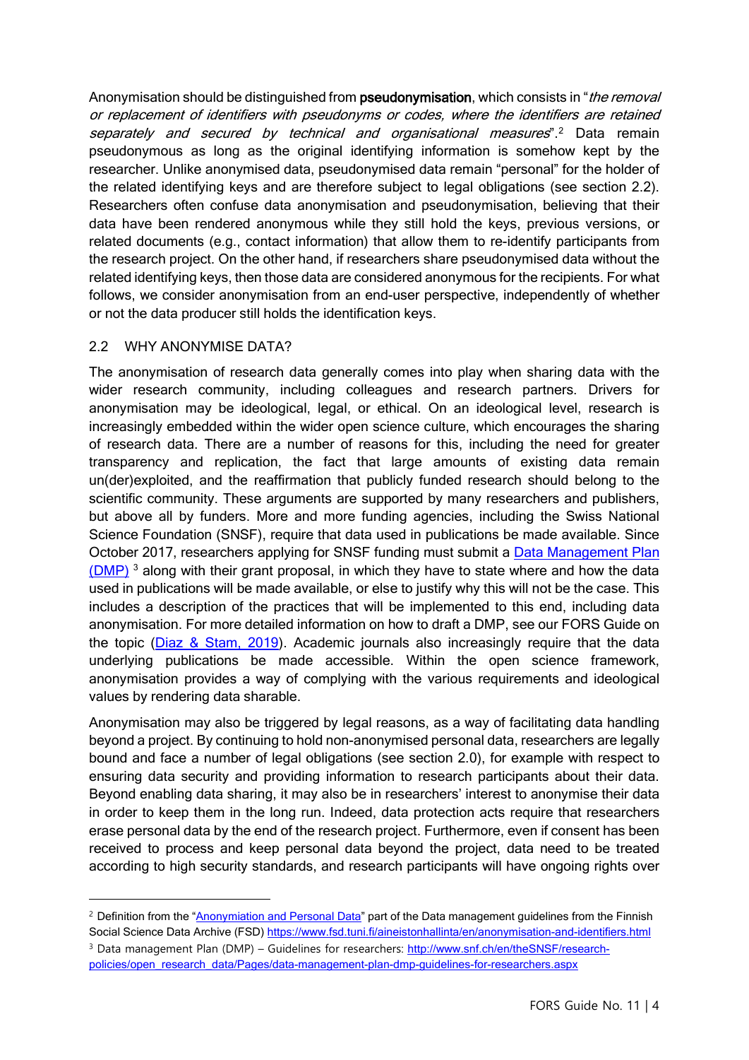Anonymisation should be distinguished from **pseudonymisation**, which consists in "*the removal or replacement of identifiers with pseudonyms or codes, where the identifiers are retained separately and secured by technical and organisational measures*".[2] Data remain pseudonymous as long as the original identifying information is somehow kept by the researcher. Unlike anonymised data, pseudonymised data remain "personal" for the holder of the related identifying keys and are therefore subject to legal obligations (see section 2.2). Researchers often confuse data anonymisation and pseudonymisation, believing that their data have been rendered anonymous while they still hold the keys, previous versions, or related documents (e.g., contact information) that allow them to re-identify participants from the research project. On the other hand, if researchers share pseudonymised data without the related identifying keys, then those data are considered anonymous for the recipients. For what follows, we consider anonymisation from an end-user perspective, independently of whether or not the data producer still holds the identification keys.

## 2.2 WHY ANONYMISE DATA?

The anonymisation of research data generally comes into play when sharing data with the wider research community, including colleagues and research partners. Drivers for anonymisation may be ideological, legal, or ethical. On an ideological level, research is increasingly embedded within the wider open science culture, which encourages the sharing of research data. There are a number of reasons for this, including the need for greater transparency and replication, the fact that large amounts of existing data remain un(der)exploited, and the reaffirmation that publicly funded research should belong to the scientific community. These arguments are supported by many researchers and publishers, but above all by funders. More and more funding agencies, including the Swiss National Science Foundation (SNSF), require that data used in publications be made available. Since October 2017, researchers applying for SNSF funding must submit a [Data Management Plan (DMP)][3] along with their grant proposal, in which they have to state where and how the data used in publications will be made available, or else to justify why this will not be the case. This includes a description of the practices that will be implemented to this end, including data anonymisation. For more detailed information on how to draft a DMP, see our FORS Guide on the topic ([Diaz & Stam, 2019]). Academic journals also increasingly require that the data underlying publications be made accessible. Within the open science framework, anonymisation provides a way of complying with the various requirements and ideological values by rendering data sharable.

Anonymisation may also be triggered by legal reasons, as a way of facilitating data handling beyond a project. By continuing to hold non-anonymised personal data, researchers are legally bound and face a number of legal obligations (see section 2.0), for example with respect to ensuring data security and providing information to research participants about their data. Beyond enabling data sharing, it may also be in researchers' interest to anonymise their data in order to keep them in the long run. Indeed, data protection acts require that researchers erase personal data by the end of the research project. Furthermore, even if consent has been received to process and keep personal data beyond the project, data need to be treated according to high security standards, and research participants will have ongoing rights over

---

[2] Definition from the "Anonymiation and Personal Data" part of the Data management guidelines from the Finnish Social Science Data Archive (FSD) https://www.fsd.tuni.fi/aineistonhallinta/en/anonymisation-and-identifiers.html

[3] Data management Plan (DMP) – Guidelines for researchers: http://www.snf.ch/en/theSNSF/research-policies/open_research_data/Pages/data-management-plan-dmp-guidelines-for-researchers.aspx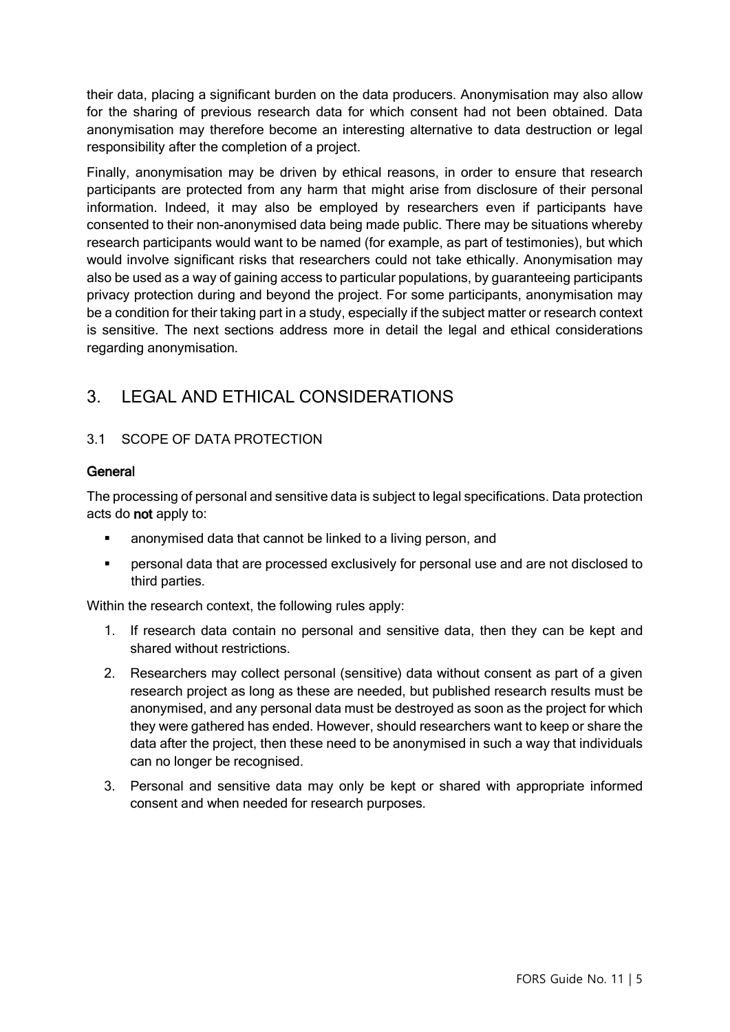their data, placing a significant burden on the data producers. Anonymisation may also allow for the sharing of previous research data for which consent had not been obtained. Data anonymisation may therefore become an interesting alternative to data destruction or legal responsibility after the completion of a project.

Finally, anonymisation may be driven by ethical reasons, in order to ensure that research participants are protected from any harm that might arise from disclosure of their personal information. Indeed, it may also be employed by researchers even if participants have consented to their non-anonymised data being made public. There may be situations whereby research participants would want to be named (for example, as part of testimonies), but which would involve significant risks that researchers could not take ethically. Anonymisation may also be used as a way of gaining access to particular populations, by guaranteeing participants privacy protection during and beyond the project. For some participants, anonymisation may be a condition for their taking part in a study, especially if the subject matter or research context is sensitive. The next sections address more in detail the legal and ethical considerations regarding anonymisation.

# 3. LEGAL AND ETHICAL CONSIDERATIONS

## 3.1 SCOPE OF DATA PROTECTION

### General

The processing of personal and sensitive data is subject to legal specifications. Data protection acts do **not** apply to:

- anonymised data that cannot be linked to a living person, and
- personal data that are processed exclusively for personal use and are not disclosed to third parties.

Within the research context, the following rules apply:

1. If research data contain no personal and sensitive data, then they can be kept and shared without restrictions.
2. Researchers may collect personal (sensitive) data without consent as part of a given research project as long as these are needed, but published research results must be anonymised, and any personal data must be destroyed as soon as the project for which they were gathered has ended. However, should researchers want to keep or share the data after the project, then these need to be anonymised in such a way that individuals can no longer be recognised.
3. Personal and sensitive data may only be kept or shared with appropriate informed consent and when needed for research purposes.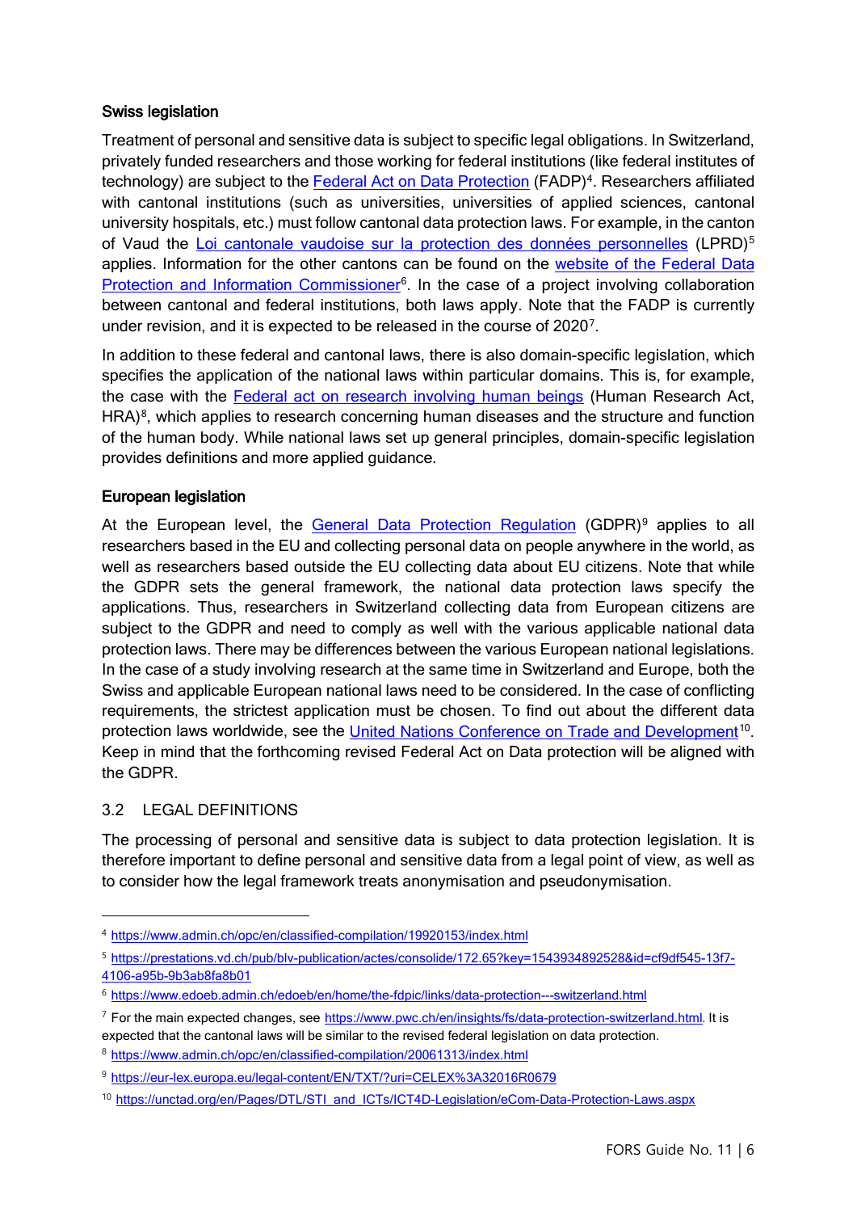### Swiss legislation

Treatment of personal and sensitive data is subject to specific legal obligations. In Switzerland, privately funded researchers and those working for federal institutions (like federal institutes of technology) are subject to the Federal Act on Data Protection (FADP)[4]. Researchers affiliated with cantonal institutions (such as universities, universities of applied sciences, cantonal university hospitals, etc.) must follow cantonal data protection laws. For example, in the canton of Vaud the Loi cantonale vaudoise sur la protection des données personnelles (LPRD)[5] applies. Information for the other cantons can be found on the website of the Federal Data Protection and Information Commissioner[6]. In the case of a project involving collaboration between cantonal and federal institutions, both laws apply. Note that the FADP is currently under revision, and it is expected to be released in the course of 2020[7].

In addition to these federal and cantonal laws, there is also domain-specific legislation, which specifies the application of the national laws within particular domains. This is, for example, the case with the Federal act on research involving human beings (Human Research Act, HRA)[8], which applies to research concerning human diseases and the structure and function of the human body. While national laws set up general principles, domain-specific legislation provides definitions and more applied guidance.

### European legislation

At the European level, the General Data Protection Regulation (GDPR)[9] applies to all researchers based in the EU and collecting personal data on people anywhere in the world, as well as researchers based outside the EU collecting data about EU citizens. Note that while the GDPR sets the general framework, the national data protection laws specify the applications. Thus, researchers in Switzerland collecting data from European citizens are subject to the GDPR and need to comply as well with the various applicable national data protection laws. There may be differences between the various European national legislations. In the case of a study involving research at the same time in Switzerland and Europe, both the Swiss and applicable European national laws need to be considered. In the case of conflicting requirements, the strictest application must be chosen. To find out about the different data protection laws worldwide, see the United Nations Conference on Trade and Development[10]. Keep in mind that the forthcoming revised Federal Act on Data protection will be aligned with the GDPR.

## 3.2 LEGAL DEFINITIONS

The processing of personal and sensitive data is subject to data protection legislation. It is therefore important to define personal and sensitive data from a legal point of view, as well as to consider how the legal framework treats anonymisation and pseudonymisation.

---

[4] https://www.admin.ch/opc/en/classified-compilation/19920153/index.html

[5] https://prestations.vd.ch/pub/blv-publication/actes/consolide/172.65?key=1543934892528&id=cf9df545-13f7-4106-a95b-9b3ab8fa8b01

[6] https://www.edoeb.admin.ch/edoeb/en/home/the-fdpic/links/data-protection---switzerland.html

[7] For the main expected changes, see https://www.pwc.ch/en/insights/fs/data-protection-switzerland.html. It is expected that the cantonal laws will be similar to the revised federal legislation on data protection.

[8] https://www.admin.ch/opc/en/classified-compilation/20061313/index.html

[9] https://eur-lex.europa.eu/legal-content/EN/TXT/?uri=CELEX%3A32016R0679

[10] https://unctad.org/en/Pages/DTL/STI_and_ICTs/ICT4D-Legislation/eCom-Data-Protection-Laws.aspx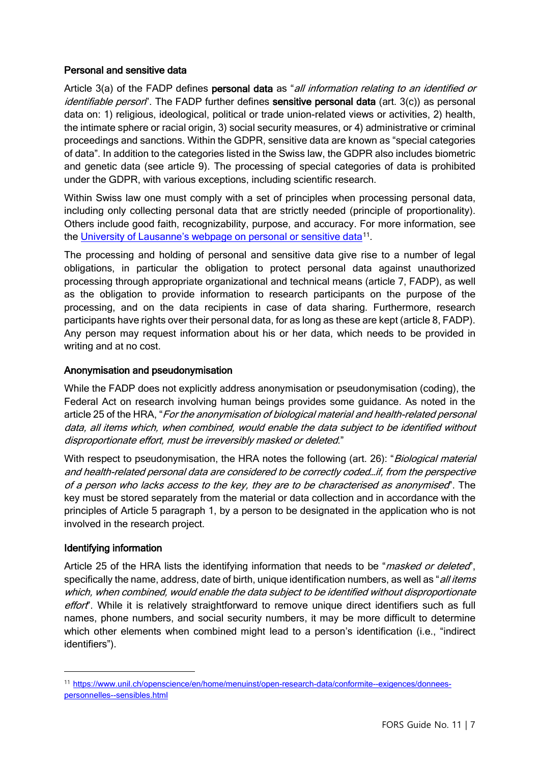### Personal and sensitive data

Article 3(a) of the FADP defines **personal data** as "*all information relating to an identified or identifiable person*". The FADP further defines **sensitive personal data** (art. 3(c)) as personal data on: 1) religious, ideological, political or trade union-related views or activities, 2) health, the intimate sphere or racial origin, 3) social security measures, or 4) administrative or criminal proceedings and sanctions. Within the GDPR, sensitive data are known as "special categories of data". In addition to the categories listed in the Swiss law, the GDPR also includes biometric and genetic data (see article 9). The processing of special categories of data is prohibited under the GDPR, with various exceptions, including scientific research.

Within Swiss law one must comply with a set of principles when processing personal data, including only collecting personal data that are strictly needed (principle of proportionality). Others include good faith, recognizability, purpose, and accuracy. For more information, see the [University of Lausanne's webpage on personal or sensitive data](https://www.unil.ch/openscience/en/home/menuinst/open-research-data/conformite--exigences/donnees-personnelles--sensibles.html)[11].

The processing and holding of personal and sensitive data give rise to a number of legal obligations, in particular the obligation to protect personal data against unauthorized processing through appropriate organizational and technical means (article 7, FADP), as well as the obligation to provide information to research participants on the purpose of the processing, and on the data recipients in case of data sharing. Furthermore, research participants have rights over their personal data, for as long as these are kept (article 8, FADP). Any person may request information about his or her data, which needs to be provided in writing and at no cost.

### Anonymisation and pseudonymisation

While the FADP does not explicitly address anonymisation or pseudonymisation (coding), the Federal Act on research involving human beings provides some guidance. As noted in the article 25 of the HRA, "*For the anonymisation of biological material and health-related personal data, all items which, when combined, would enable the data subject to be identified without disproportionate effort, must be irreversibly masked or deleted.*"

With respect to pseudonymisation, the HRA notes the following (art. 26): "*Biological material and health-related personal data are considered to be correctly coded…if, from the perspective of a person who lacks access to the key, they are to be characterised as anonymised*". The key must be stored separately from the material or data collection and in accordance with the principles of Article 5 paragraph 1, by a person to be designated in the application who is not involved in the research project.

### Identifying information

Article 25 of the HRA lists the identifying information that needs to be "*masked or deleted*", specifically the name, address, date of birth, unique identification numbers, as well as "*all items which, when combined, would enable the data subject to be identified without disproportionate effort*". While it is relatively straightforward to remove unique direct identifiers such as full names, phone numbers, and social security numbers, it may be more difficult to determine which other elements when combined might lead to a person's identification (i.e., "indirect identifiers").

---

[11] https://www.unil.ch/openscience/en/home/menuinst/open-research-data/conformite--exigences/donnees-personnelles--sensibles.html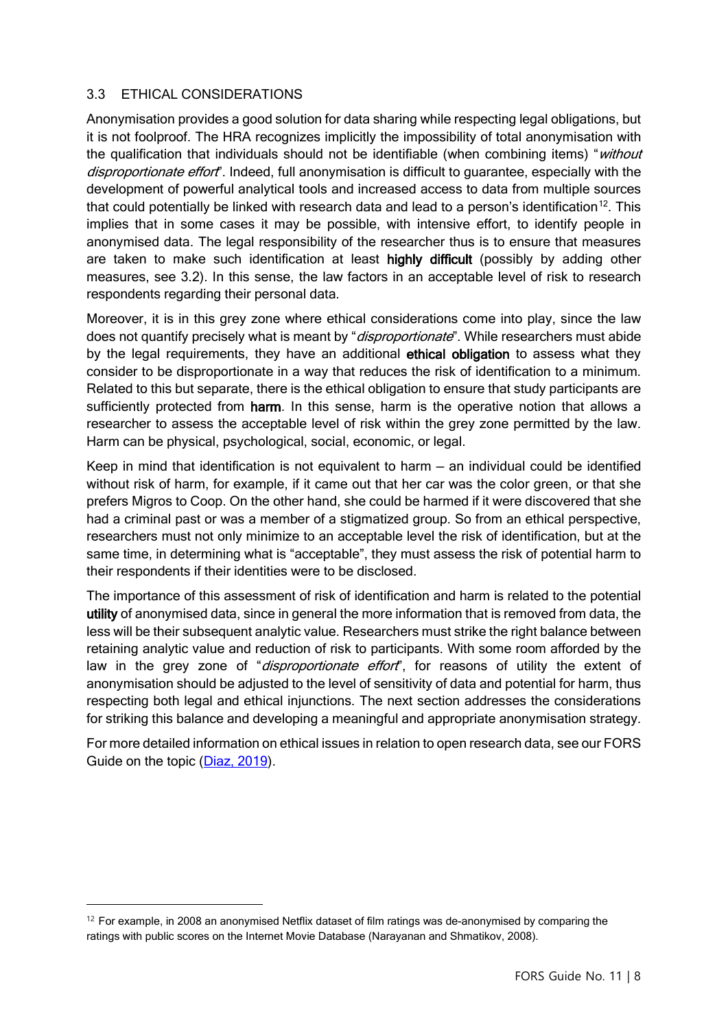### 3.3 ETHICAL CONSIDERATIONS

Anonymisation provides a good solution for data sharing while respecting legal obligations, but it is not foolproof. The HRA recognizes implicitly the impossibility of total anonymisation with the qualification that individuals should not be identifiable (when combining items) "*without disproportionate effort*". Indeed, full anonymisation is difficult to guarantee, especially with the development of powerful analytical tools and increased access to data from multiple sources that could potentially be linked with research data and lead to a person's identification[12]. This implies that in some cases it may be possible, with intensive effort, to identify people in anonymised data. The legal responsibility of the researcher thus is to ensure that measures are taken to make such identification at least **highly difficult** (possibly by adding other measures, see 3.2). In this sense, the law factors in an acceptable level of risk to research respondents regarding their personal data.

Moreover, it is in this grey zone where ethical considerations come into play, since the law does not quantify precisely what is meant by "*disproportionate*". While researchers must abide by the legal requirements, they have an additional **ethical obligation** to assess what they consider to be disproportionate in a way that reduces the risk of identification to a minimum. Related to this but separate, there is the ethical obligation to ensure that study participants are sufficiently protected from **harm**. In this sense, harm is the operative notion that allows a researcher to assess the acceptable level of risk within the grey zone permitted by the law. Harm can be physical, psychological, social, economic, or legal.

Keep in mind that identification is not equivalent to harm – an individual could be identified without risk of harm, for example, if it came out that her car was the color green, or that she prefers Migros to Coop. On the other hand, she could be harmed if it were discovered that she had a criminal past or was a member of a stigmatized group. So from an ethical perspective, researchers must not only minimize to an acceptable level the risk of identification, but at the same time, in determining what is "acceptable", they must assess the risk of potential harm to their respondents if their identities were to be disclosed.

The importance of this assessment of risk of identification and harm is related to the potential **utility** of anonymised data, since in general the more information that is removed from data, the less will be their subsequent analytic value. Researchers must strike the right balance between retaining analytic value and reduction of risk to participants. With some room afforded by the law in the grey zone of "*disproportionate effort*", for reasons of utility the extent of anonymisation should be adjusted to the level of sensitivity of data and potential for harm, thus respecting both legal and ethical injunctions. The next section addresses the considerations for striking this balance and developing a meaningful and appropriate anonymisation strategy.

For more detailed information on ethical issues in relation to open research data, see our FORS Guide on the topic (Diaz, 2019).

---

[12] For example, in 2008 an anonymised Netflix dataset of film ratings was de-anonymised by comparing the ratings with public scores on the Internet Movie Database (Narayanan and Shmatikov, 2008).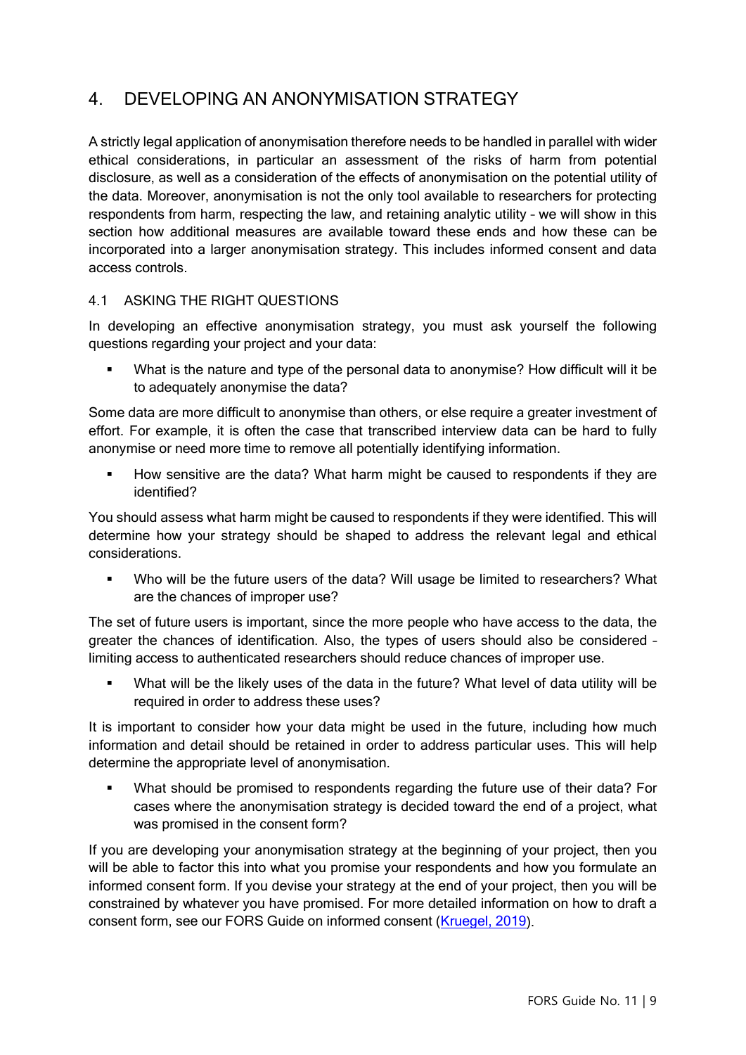# 4. DEVELOPING AN ANONYMISATION STRATEGY

A strictly legal application of anonymisation therefore needs to be handled in parallel with wider ethical considerations, in particular an assessment of the risks of harm from potential disclosure, as well as a consideration of the effects of anonymisation on the potential utility of the data. Moreover, anonymisation is not the only tool available to researchers for protecting respondents from harm, respecting the law, and retaining analytic utility – we will show in this section how additional measures are available toward these ends and how these can be incorporated into a larger anonymisation strategy. This includes informed consent and data access controls.

## 4.1 ASKING THE RIGHT QUESTIONS

In developing an effective anonymisation strategy, you must ask yourself the following questions regarding your project and your data:

- What is the nature and type of the personal data to anonymise? How difficult will it be to adequately anonymise the data?

Some data are more difficult to anonymise than others, or else require a greater investment of effort. For example, it is often the case that transcribed interview data can be hard to fully anonymise or need more time to remove all potentially identifying information.

- How sensitive are the data? What harm might be caused to respondents if they are identified?

You should assess what harm might be caused to respondents if they were identified. This will determine how your strategy should be shaped to address the relevant legal and ethical considerations.

- Who will be the future users of the data? Will usage be limited to researchers? What are the chances of improper use?

The set of future users is important, since the more people who have access to the data, the greater the chances of identification. Also, the types of users should also be considered – limiting access to authenticated researchers should reduce chances of improper use.

- What will be the likely uses of the data in the future? What level of data utility will be required in order to address these uses?

It is important to consider how your data might be used in the future, including how much information and detail should be retained in order to address particular uses. This will help determine the appropriate level of anonymisation.

- What should be promised to respondents regarding the future use of their data? For cases where the anonymisation strategy is decided toward the end of a project, what was promised in the consent form?

If you are developing your anonymisation strategy at the beginning of your project, then you will be able to factor this into what you promise your respondents and how you formulate an informed consent form. If you devise your strategy at the end of your project, then you will be constrained by whatever you have promised. For more detailed information on how to draft a consent form, see our FORS Guide on informed consent (Kruegel, 2019).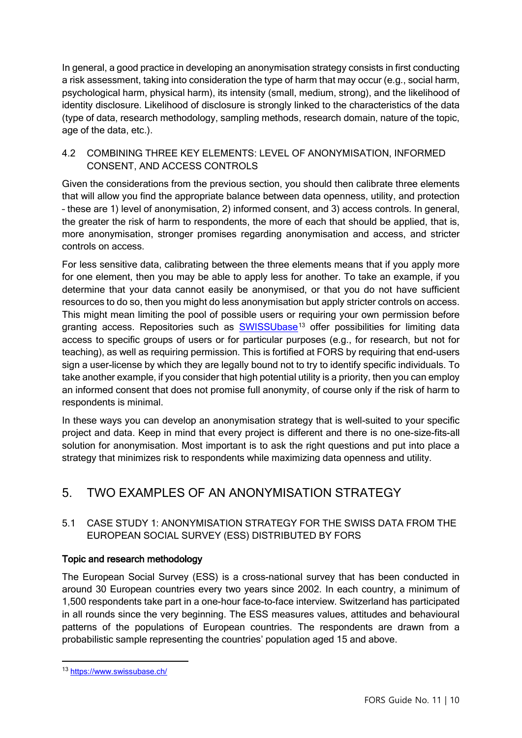In general, a good practice in developing an anonymisation strategy consists in first conducting a risk assessment, taking into consideration the type of harm that may occur (e.g., social harm, psychological harm, physical harm), its intensity (small, medium, strong), and the likelihood of identity disclosure. Likelihood of disclosure is strongly linked to the characteristics of the data (type of data, research methodology, sampling methods, research domain, nature of the topic, age of the data, etc.).

### 4.2 COMBINING THREE KEY ELEMENTS: LEVEL OF ANONYMISATION, INFORMED CONSENT, AND ACCESS CONTROLS

Given the considerations from the previous section, you should then calibrate three elements that will allow you find the appropriate balance between data openness, utility, and protection – these are 1) level of anonymisation, 2) informed consent, and 3) access controls. In general, the greater the risk of harm to respondents, the more of each that should be applied, that is, more anonymisation, stronger promises regarding anonymisation and access, and stricter controls on access.

For less sensitive data, calibrating between the three elements means that if you apply more for one element, then you may be able to apply less for another. To take an example, if you determine that your data cannot easily be anonymised, or that you do not have sufficient resources to do so, then you might do less anonymisation but apply stricter controls on access. This might mean limiting the pool of possible users or requiring your own permission before granting access. Repositories such as SWISSUbase[13] offer possibilities for limiting data access to specific groups of users or for particular purposes (e.g., for research, but not for teaching), as well as requiring permission. This is fortified at FORS by requiring that end-users sign a user-license by which they are legally bound not to try to identify specific individuals. To take another example, if you consider that high potential utility is a priority, then you can employ an informed consent that does not promise full anonymity, of course only if the risk of harm to respondents is minimal.

In these ways you can develop an anonymisation strategy that is well-suited to your specific project and data. Keep in mind that every project is different and there is no one-size-fits-all solution for anonymisation. Most important is to ask the right questions and put into place a strategy that minimizes risk to respondents while maximizing data openness and utility.

## 5. TWO EXAMPLES OF AN ANONYMISATION STRATEGY

### 5.1 CASE STUDY 1: ANONYMISATION STRATEGY FOR THE SWISS DATA FROM THE EUROPEAN SOCIAL SURVEY (ESS) DISTRIBUTED BY FORS

**Topic and research methodology**

The European Social Survey (ESS) is a cross-national survey that has been conducted in around 30 European countries every two years since 2002. In each country, a minimum of 1,500 respondents take part in a one-hour face-to-face interview. Switzerland has participated in all rounds since the very beginning. The ESS measures values, attitudes and behavioural patterns of the populations of European countries. The respondents are drawn from a probabilistic sample representing the countries' population aged 15 and above.

[13] https://www.swissubase.ch/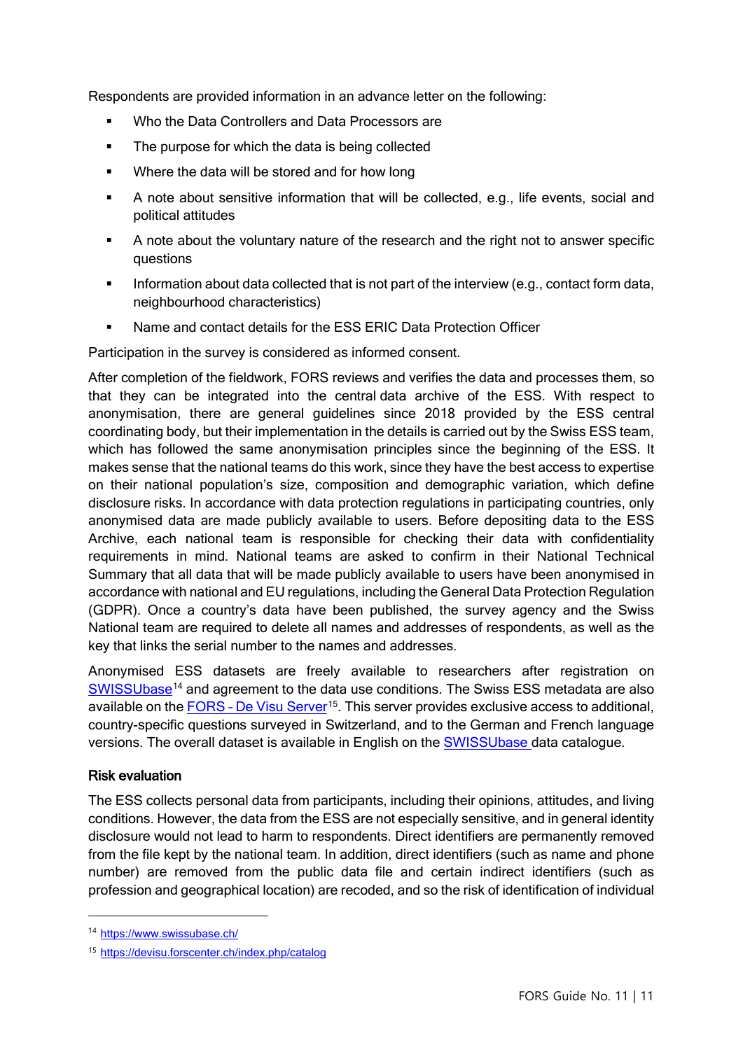Respondents are provided information in an advance letter on the following:

- Who the Data Controllers and Data Processors are
- The purpose for which the data is being collected
- Where the data will be stored and for how long
- A note about sensitive information that will be collected, e.g., life events, social and political attitudes
- A note about the voluntary nature of the research and the right not to answer specific questions
- Information about data collected that is not part of the interview (e.g., contact form data, neighbourhood characteristics)
- Name and contact details for the ESS ERIC Data Protection Officer

Participation in the survey is considered as informed consent.

After completion of the fieldwork, FORS reviews and verifies the data and processes them, so that they can be integrated into the central data archive of the ESS. With respect to anonymisation, there are general guidelines since 2018 provided by the ESS central coordinating body, but their implementation in the details is carried out by the Swiss ESS team, which has followed the same anonymisation principles since the beginning of the ESS. It makes sense that the national teams do this work, since they have the best access to expertise on their national population's size, composition and demographic variation, which define disclosure risks. In accordance with data protection regulations in participating countries, only anonymised data are made publicly available to users. Before depositing data to the ESS Archive, each national team is responsible for checking their data with confidentiality requirements in mind. National teams are asked to confirm in their National Technical Summary that all data that will be made publicly available to users have been anonymised in accordance with national and EU regulations, including the General Data Protection Regulation (GDPR). Once a country's data have been published, the survey agency and the Swiss National team are required to delete all names and addresses of respondents, as well as the key that links the serial number to the names and addresses.

Anonymised ESS datasets are freely available to researchers after registration on SWISSUbase[14] and agreement to the data use conditions. The Swiss ESS metadata are also available on the FORS - De Visu Server[15]. This server provides exclusive access to additional, country-specific questions surveyed in Switzerland, and to the German and French language versions. The overall dataset is available in English on the SWISSUbase data catalogue.

### Risk evaluation

The ESS collects personal data from participants, including their opinions, attitudes, and living conditions. However, the data from the ESS are not especially sensitive, and in general identity disclosure would not lead to harm to respondents. Direct identifiers are permanently removed from the file kept by the national team. In addition, direct identifiers (such as name and phone number) are removed from the public data file and certain indirect identifiers (such as profession and geographical location) are recoded, and so the risk of identification of individual

---

[14] https://www.swissubase.ch/

[15] https://devisu.forscenter.ch/index.php/catalog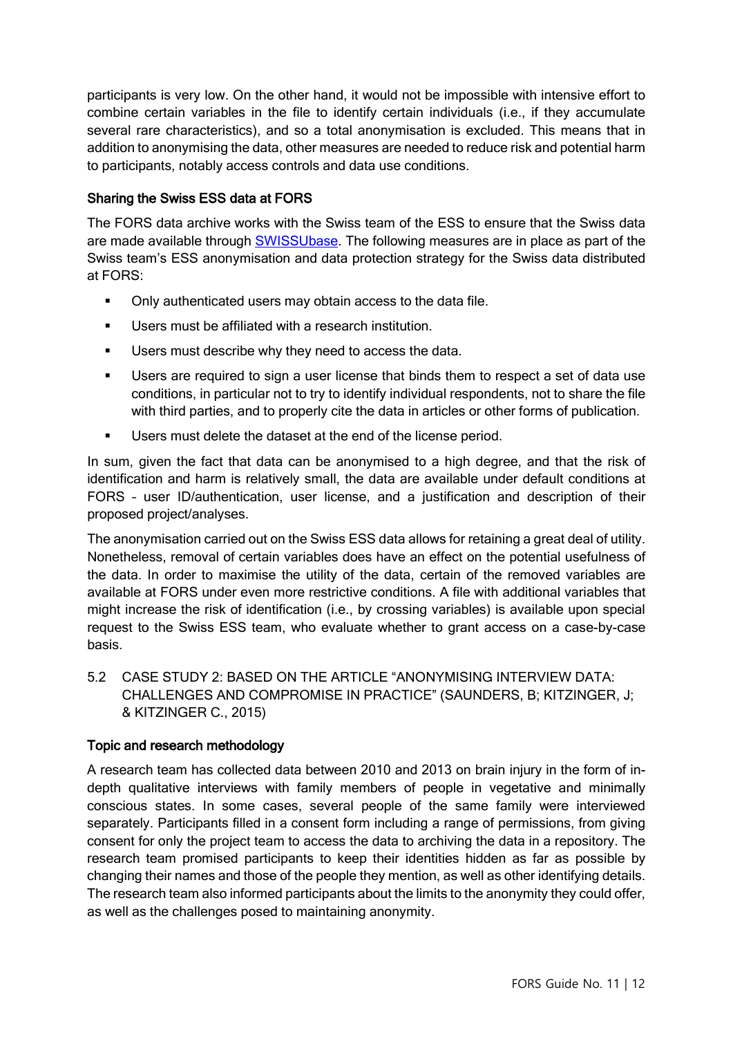participants is very low. On the other hand, it would not be impossible with intensive effort to combine certain variables in the file to identify certain individuals (i.e., if they accumulate several rare characteristics), and so a total anonymisation is excluded. This means that in addition to anonymising the data, other measures are needed to reduce risk and potential harm to participants, notably access controls and data use conditions.

#### Sharing the Swiss ESS data at FORS

The FORS data archive works with the Swiss team of the ESS to ensure that the Swiss data are made available through SWISSUbase. The following measures are in place as part of the Swiss team's ESS anonymisation and data protection strategy for the Swiss data distributed at FORS:

- Only authenticated users may obtain access to the data file.
- Users must be affiliated with a research institution.
- Users must describe why they need to access the data.
- Users are required to sign a user license that binds them to respect a set of data use conditions, in particular not to try to identify individual respondents, not to share the file with third parties, and to properly cite the data in articles or other forms of publication.
- Users must delete the dataset at the end of the license period.

In sum, given the fact that data can be anonymised to a high degree, and that the risk of identification and harm is relatively small, the data are available under default conditions at FORS – user ID/authentication, user license, and a justification and description of their proposed project/analyses.

The anonymisation carried out on the Swiss ESS data allows for retaining a great deal of utility. Nonetheless, removal of certain variables does have an effect on the potential usefulness of the data. In order to maximise the utility of the data, certain of the removed variables are available at FORS under even more restrictive conditions. A file with additional variables that might increase the risk of identification (i.e., by crossing variables) is available upon special request to the Swiss ESS team, who evaluate whether to grant access on a case-by-case basis.

### 5.2 CASE STUDY 2: BASED ON THE ARTICLE "ANONYMISING INTERVIEW DATA: CHALLENGES AND COMPROMISE IN PRACTICE" (SAUNDERS, B; KITZINGER, J; & KITZINGER C., 2015)

#### Topic and research methodology

A research team has collected data between 2010 and 2013 on brain injury in the form of in-depth qualitative interviews with family members of people in vegetative and minimally conscious states. In some cases, several people of the same family were interviewed separately. Participants filled in a consent form including a range of permissions, from giving consent for only the project team to access the data to archiving the data in a repository. The research team promised participants to keep their identities hidden as far as possible by changing their names and those of the people they mention, as well as other identifying details. The research team also informed participants about the limits to the anonymity they could offer, as well as the challenges posed to maintaining anonymity.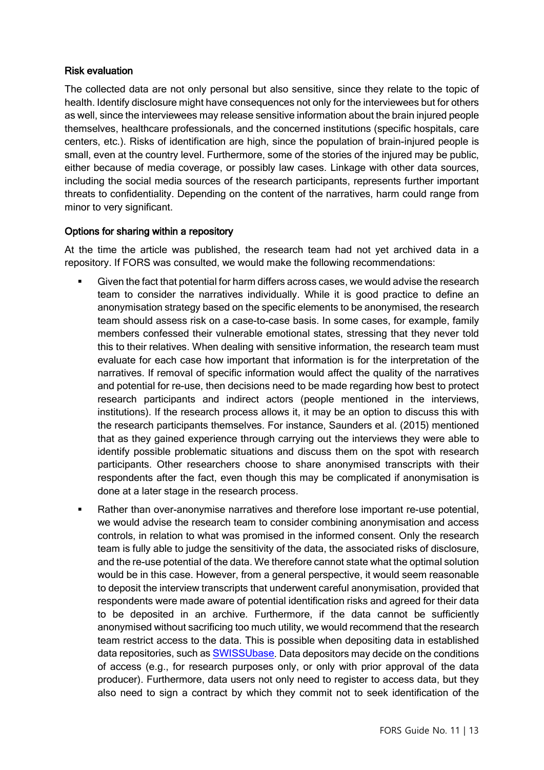### Risk evaluation

The collected data are not only personal but also sensitive, since they relate to the topic of health. Identify disclosure might have consequences not only for the interviewees but for others as well, since the interviewees may release sensitive information about the brain injured people themselves, healthcare professionals, and the concerned institutions (specific hospitals, care centers, etc.). Risks of identification are high, since the population of brain-injured people is small, even at the country level. Furthermore, some of the stories of the injured may be public, either because of media coverage, or possibly law cases. Linkage with other data sources, including the social media sources of the research participants, represents further important threats to confidentiality. Depending on the content of the narratives, harm could range from minor to very significant.

### Options for sharing within a repository

At the time the article was published, the research team had not yet archived data in a repository. If FORS was consulted, we would make the following recommendations:

- Given the fact that potential for harm differs across cases, we would advise the research team to consider the narratives individually. While it is good practice to define an anonymisation strategy based on the specific elements to be anonymised, the research team should assess risk on a case-to-case basis. In some cases, for example, family members confessed their vulnerable emotional states, stressing that they never told this to their relatives. When dealing with sensitive information, the research team must evaluate for each case how important that information is for the interpretation of the narratives. If removal of specific information would affect the quality of the narratives and potential for re-use, then decisions need to be made regarding how best to protect research participants and indirect actors (people mentioned in the interviews, institutions). If the research process allows it, it may be an option to discuss this with the research participants themselves. For instance, Saunders et al. (2015) mentioned that as they gained experience through carrying out the interviews they were able to identify possible problematic situations and discuss them on the spot with research participants. Other researchers choose to share anonymised transcripts with their respondents after the fact, even though this may be complicated if anonymisation is done at a later stage in the research process.
- Rather than over-anonymise narratives and therefore lose important re-use potential, we would advise the research team to consider combining anonymisation and access controls, in relation to what was promised in the informed consent. Only the research team is fully able to judge the sensitivity of the data, the associated risks of disclosure, and the re-use potential of the data. We therefore cannot state what the optimal solution would be in this case. However, from a general perspective, it would seem reasonable to deposit the interview transcripts that underwent careful anonymisation, provided that respondents were made aware of potential identification risks and agreed for their data to be deposited in an archive. Furthermore, if the data cannot be sufficiently anonymised without sacrificing too much utility, we would recommend that the research team restrict access to the data. This is possible when depositing data in established data repositories, such as SWISSUbase. Data depositors may decide on the conditions of access (e.g., for research purposes only, or only with prior approval of the data producer). Furthermore, data users not only need to register to access data, but they also need to sign a contract by which they commit not to seek identification of the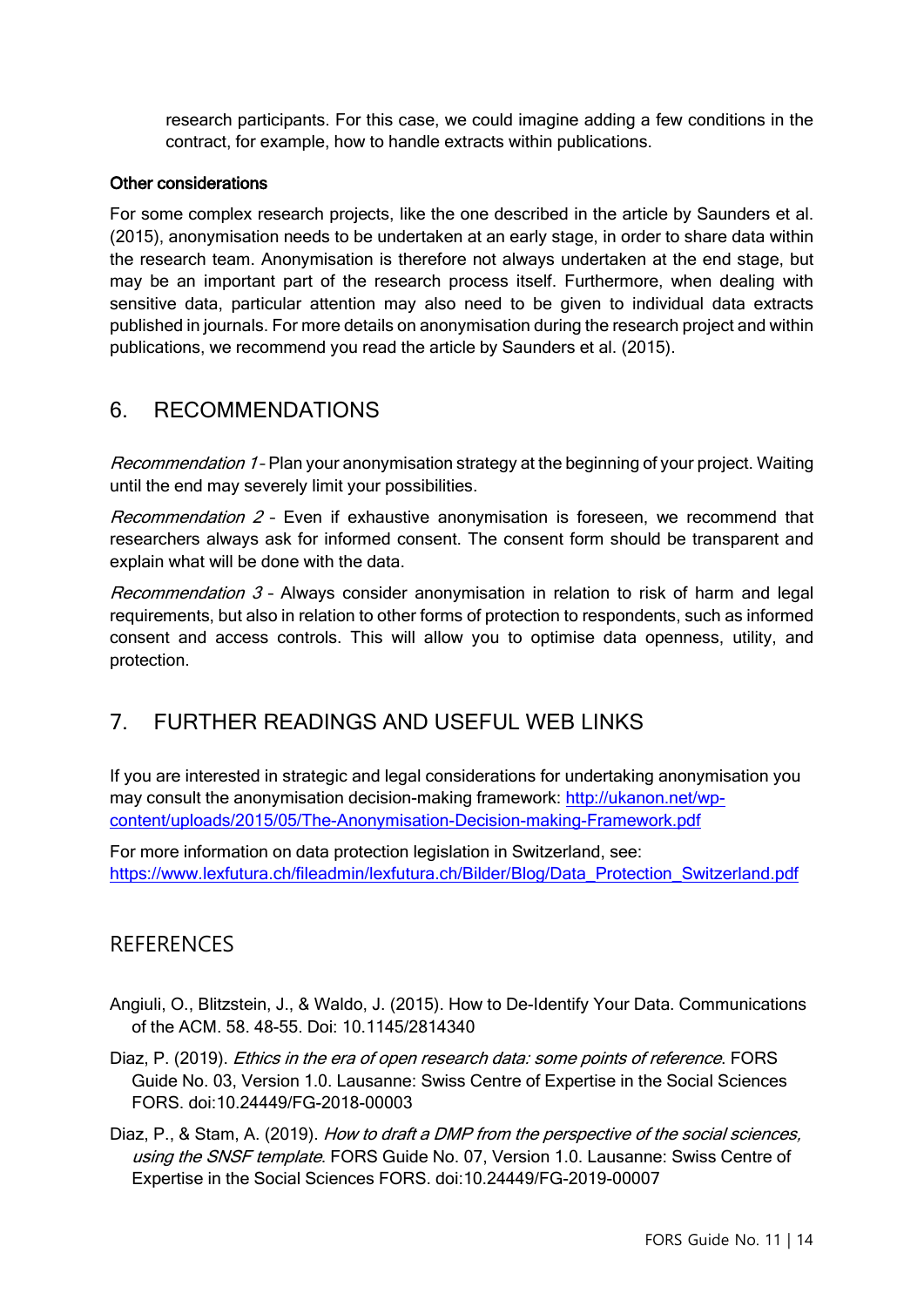research participants. For this case, we could imagine adding a few conditions in the contract, for example, how to handle extracts within publications.

#### Other considerations

For some complex research projects, like the one described in the article by Saunders et al. (2015), anonymisation needs to be undertaken at an early stage, in order to share data within the research team. Anonymisation is therefore not always undertaken at the end stage, but may be an important part of the research process itself. Furthermore, when dealing with sensitive data, particular attention may also need to be given to individual data extracts published in journals. For more details on anonymisation during the research project and within publications, we recommend you read the article by Saunders et al. (2015).

## 6. RECOMMENDATIONS

*Recommendation 1* – Plan your anonymisation strategy at the beginning of your project. Waiting until the end may severely limit your possibilities.

*Recommendation 2* – Even if exhaustive anonymisation is foreseen, we recommend that researchers always ask for informed consent. The consent form should be transparent and explain what will be done with the data.

*Recommendation 3* – Always consider anonymisation in relation to risk of harm and legal requirements, but also in relation to other forms of protection to respondents, such as informed consent and access controls. This will allow you to optimise data openness, utility, and protection.

## 7. FURTHER READINGS AND USEFUL WEB LINKS

If you are interested in strategic and legal considerations for undertaking anonymisation you may consult the anonymisation decision-making framework: [http://ukanon.net/wp-content/uploads/2015/05/The-Anonymisation-Decision-making-Framework.pdf](http://ukanon.net/wp-content/uploads/2015/05/The-Anonymisation-Decision-making-Framework.pdf)

For more information on data protection legislation in Switzerland, see: [https://www.lexfutura.ch/fileadmin/lexfutura.ch/Bilder/Blog/Data_Protection_Switzerland.pdf](https://www.lexfutura.ch/fileadmin/lexfutura.ch/Bilder/Blog/Data_Protection_Switzerland.pdf)

## REFERENCES

Angiuli, O., Blitzstein, J., & Waldo, J. (2015). How to De-Identify Your Data. Communications of the ACM. 58. 48-55. Doi: 10.1145/2814340

Diaz, P. (2019). *Ethics in the era of open research data: some points of reference*. FORS Guide No. 03, Version 1.0. Lausanne: Swiss Centre of Expertise in the Social Sciences FORS. doi:10.24449/FG-2018-00003

Diaz, P., & Stam, A. (2019). *How to draft a DMP from the perspective of the social sciences, using the SNSF template*. FORS Guide No. 07, Version 1.0. Lausanne: Swiss Centre of Expertise in the Social Sciences FORS. doi:10.24449/FG-2019-00007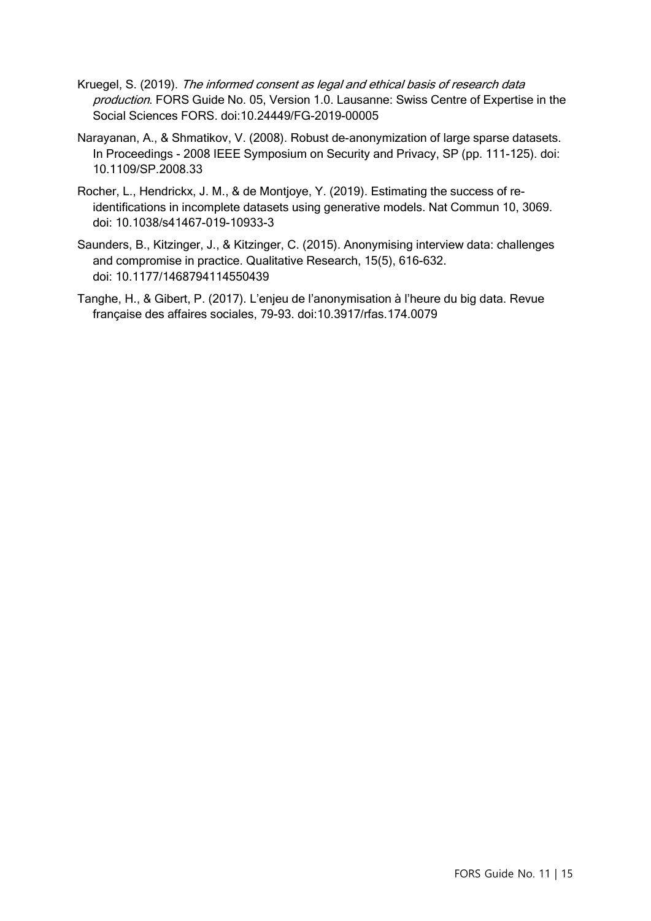Kruegel, S. (2019). *The informed consent as legal and ethical basis of research data production*. FORS Guide No. 05, Version 1.0. Lausanne: Swiss Centre of Expertise in the Social Sciences FORS. doi:10.24449/FG-2019-00005

Narayanan, A., & Shmatikov, V. (2008). Robust de-anonymization of large sparse datasets. In Proceedings - 2008 IEEE Symposium on Security and Privacy, SP (pp. 111-125). doi: 10.1109/SP.2008.33

Rocher, L., Hendrickx, J. M., & de Montjoye, Y. (2019). Estimating the success of re-identifications in incomplete datasets using generative models. Nat Commun 10, 3069. doi: 10.1038/s41467-019-10933-3

Saunders, B., Kitzinger, J., & Kitzinger, C. (2015). Anonymising interview data: challenges and compromise in practice. Qualitative Research, 15(5), 616-632. doi: 10.1177/1468794114550439

Tanghe, H., & Gibert, P. (2017). L'enjeu de l'anonymisation à l'heure du big data. Revue française des affaires sociales, 79-93. doi:10.3917/rfas.174.0079